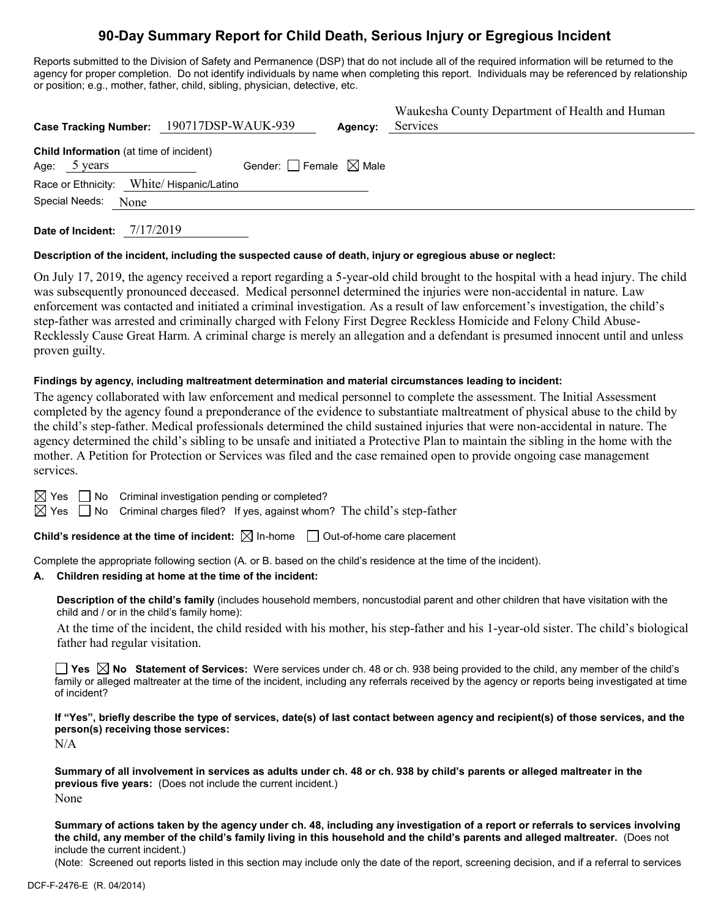# 90-Day Summary Report for Child Death, Serious Injury or Egregious Incident

Reports submitted to the Division of Safety and Permanence (DSP) that do not include all of the required information will be returned to the agency for proper completion. Do not identify individuals by name when completing this report. Individuals may be referenced by relationship or position; e.g., mother, father, child, sibling, physician, detective, etc.

**Case Tracking Number:** 190717DSP-WAUK-939 **Agency:** Waukesha County Department of Health and Human Services

**Child Information** (at time of incident)
Age: 5 years Gender: ☐ Female ☒ Male
Race or Ethnicity: White/ Hispanic/Latino
Special Needs: None

**Date of Incident:** 7/17/2019

**Description of the incident, including the suspected cause of death, injury or egregious abuse or neglect:**

On July 17, 2019, the agency received a report regarding a 5-year-old child brought to the hospital with a head injury. The child was subsequently pronounced deceased. Medical personnel determined the injuries were non-accidental in nature. Law enforcement was contacted and initiated a criminal investigation. As a result of law enforcement's investigation, the child's step-father was arrested and criminally charged with Felony First Degree Reckless Homicide and Felony Child Abuse-Recklessly Cause Great Harm. A criminal charge is merely an allegation and a defendant is presumed innocent until and unless proven guilty.

**Findings by agency, including maltreatment determination and material circumstances leading to incident:**

The agency collaborated with law enforcement and medical personnel to complete the assessment. The Initial Assessment completed by the agency found a preponderance of the evidence to substantiate maltreatment of physical abuse to the child by the child's step-father. Medical professionals determined the child sustained injuries that were non-accidental in nature. The agency determined the child's sibling to be unsafe and initiated a Protective Plan to maintain the sibling in the home with the mother. A Petition for Protection or Services was filed and the case remained open to provide ongoing case management services.

☒ Yes ☐ No Criminal investigation pending or completed?
☒ Yes ☐ No Criminal charges filed? If yes, against whom? The child's step-father

**Child's residence at the time of incident:** ☒ In-home ☐ Out-of-home care placement

Complete the appropriate following section (A. or B. based on the child's residence at the time of the incident).

**A. Children residing at home at the time of the incident:**

**Description of the child's family** (includes household members, noncustodial parent and other children that have visitation with the child and / or in the child's family home):

At the time of the incident, the child resided with his mother, his step-father and his 1-year-old sister. The child's biological father had regular visitation.

☐ **Yes** ☒ **No Statement of Services:** Were services under ch. 48 or ch. 938 being provided to the child, any member of the child's family or alleged maltreater at the time of the incident, including any referrals received by the agency or reports being investigated at time of incident?

**If "Yes", briefly describe the type of services, date(s) of last contact between agency and recipient(s) of those services, and the person(s) receiving those services:**

N/A

**Summary of all involvement in services as adults under ch. 48 or ch. 938 by child's parents or alleged maltreater in the previous five years:** (Does not include the current incident.)

None

**Summary of actions taken by the agency under ch. 48, including any investigation of a report or referrals to services involving the child, any member of the child's family living in this household and the child's parents and alleged maltreater.** (Does not include the current incident.)

(Note: Screened out reports listed in this section may include only the date of the report, screening decision, and if a referral to services

DCF-F-2476-E (R. 04/2014)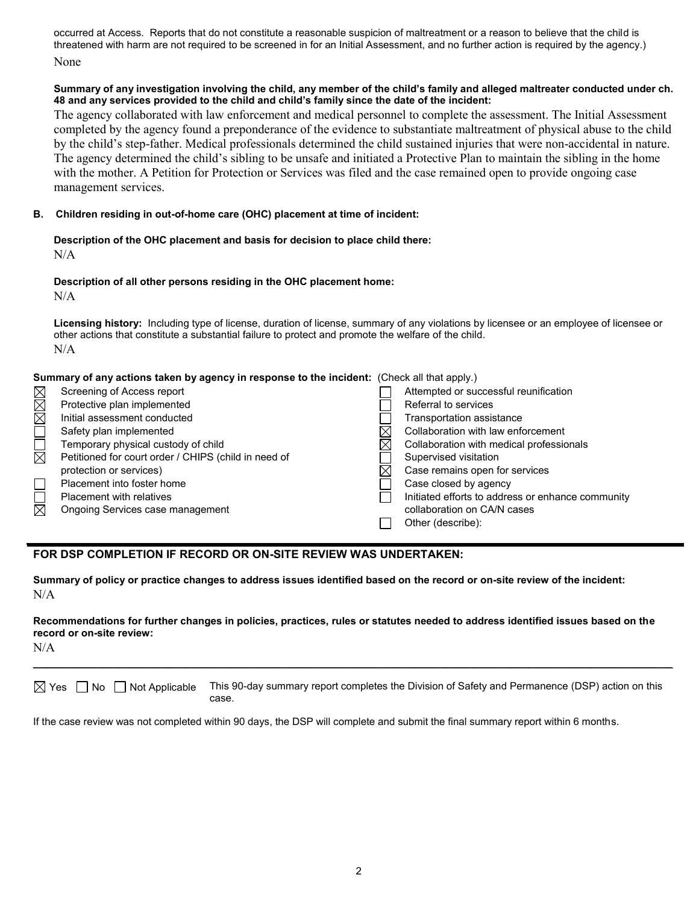occurred at Access. Reports that do not constitute a reasonable suspicion of maltreatment or a reason to believe that the child is threatened with harm are not required to be screened in for an Initial Assessment, and no further action is required by the agency.)

None

**Summary of any investigation involving the child, any member of the child's family and alleged maltreater conducted under ch. 48 and any services provided to the child and child's family since the date of the incident:**

The agency collaborated with law enforcement and medical personnel to complete the assessment. The Initial Assessment completed by the agency found a preponderance of the evidence to substantiate maltreatment of physical abuse to the child by the child's step-father. Medical professionals determined the child sustained injuries that were non-accidental in nature. The agency determined the child's sibling to be unsafe and initiated a Protective Plan to maintain the sibling in the home with the mother. A Petition for Protection or Services was filed and the case remained open to provide ongoing case management services.

**B. Children residing in out-of-home care (OHC) placement at time of incident:**

**Description of the OHC placement and basis for decision to place child there:**

N/A

**Description of all other persons residing in the OHC placement home:**

N/A

**Licensing history:** Including type of license, duration of license, summary of any violations by licensee or an employee of licensee or other actions that constitute a substantial failure to protect and promote the welfare of the child.

N/A

**Summary of any actions taken by agency in response to the incident:** (Check all that apply.)

- ☒ Screening of Access report
- ☒ Protective plan implemented
- ☒ Initial assessment conducted
- ☐ Safety plan implemented
- ☐ Temporary physical custody of child
- ☒ Petitioned for court order / CHIPS (child in need of protection or services)
- ☐ Placement into foster home
- ☐ Placement with relatives
- ☒ Ongoing Services case management
- ☐ Attempted or successful reunification
- ☐ Referral to services
- ☐ Transportation assistance
- ☒ Collaboration with law enforcement
- ☒ Collaboration with medical professionals
- ☐ Supervised visitation
- ☒ Case remains open for services
- ☐ Case closed by agency
- ☐ Initiated efforts to address or enhance community collaboration on CA/N cases
- ☐ Other (describe):

## FOR DSP COMPLETION IF RECORD OR ON-SITE REVIEW WAS UNDERTAKEN:

**Summary of policy or practice changes to address issues identified based on the record or on-site review of the incident:**

N/A

**Recommendations for further changes in policies, practices, rules or statutes needed to address identified issues based on the record or on-site review:**

N/A

☒ Yes ☐ No ☐ Not Applicable This 90-day summary report completes the Division of Safety and Permanence (DSP) action on this case.

If the case review was not completed within 90 days, the DSP will complete and submit the final summary report within 6 months.